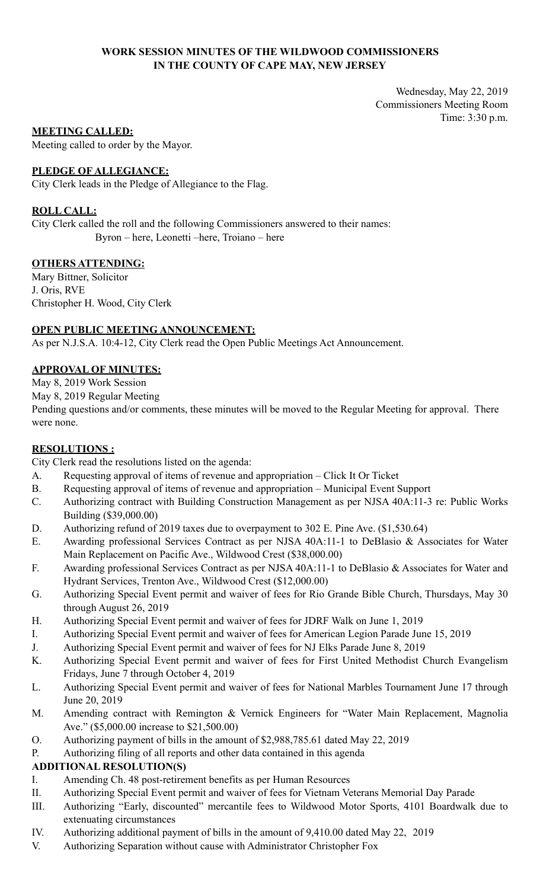**WORK SESSION MINUTES OF THE WILDWOOD COMMISSIONERS**
**IN THE COUNTY OF CAPE MAY, NEW JERSEY**

Wednesday, May 22, 2019
Commissioners Meeting Room
Time: 3:30 p.m.

**MEETING CALLED:**

Meeting called to order by the Mayor.

**PLEDGE OF ALLEGIANCE:**

City Clerk leads in the Pledge of Allegiance to the Flag.

**ROLL CALL:**

City Clerk called the roll and the following Commissioners answered to their names:
Byron – here, Leonetti –here, Troiano – here

**OTHERS ATTENDING:**

Mary Bittner, Solicitor
J. Oris, RVE
Christopher H. Wood, City Clerk

**OPEN PUBLIC MEETING ANNOUNCEMENT:**

As per N.J.S.A. 10:4-12, City Clerk read the Open Public Meetings Act Announcement.

**APPROVAL OF MINUTES:**

May 8, 2019 Work Session
May 8, 2019 Regular Meeting
Pending questions and/or comments, these minutes will be moved to the Regular Meeting for approval. There were none.

**RESOLUTIONS :**

City Clerk read the resolutions listed on the agenda:

A. Requesting approval of items of revenue and appropriation – Click It Or Ticket
B. Requesting approval of items of revenue and appropriation – Municipal Event Support
C. Authorizing contract with Building Construction Management as per NJSA 40A:11-3 re: Public Works Building ($39,000.00)
D. Authorizing refund of 2019 taxes due to overpayment to 302 E. Pine Ave. ($1,530.64)
E. Awarding professional Services Contract as per NJSA 40A:11-1 to DeBlasio & Associates for Water Main Replacement on Pacific Ave., Wildwood Crest ($38,000.00)
F. Awarding professional Services Contract as per NJSA 40A:11-1 to DeBlasio & Associates for Water and Hydrant Services, Trenton Ave., Wildwood Crest ($12,000.00)
G. Authorizing Special Event permit and waiver of fees for Rio Grande Bible Church, Thursdays, May 30 through August 26, 2019
H. Authorizing Special Event permit and waiver of fees for JDRF Walk on June 1, 2019
I. Authorizing Special Event permit and waiver of fees for American Legion Parade June 15, 2019
J. Authorizing Special Event permit and waiver of fees for NJ Elks Parade June 8, 2019
K. Authorizing Special Event permit and waiver of fees for First United Methodist Church Evangelism Fridays, June 7 through October 4, 2019
L. Authorizing Special Event permit and waiver of fees for National Marbles Tournament June 17 through June 20, 2019
M. Amending contract with Remington & Vernick Engineers for "Water Main Replacement, Magnolia Ave." ($5,000.00 increase to $21,500.00)
O. Authorizing payment of bills in the amount of $2,988,785.61 dated May 22, 2019
P. Authorizing filing of all reports and other data contained in this agenda

**ADDITIONAL RESOLUTION(S)**

I. Amending Ch. 48 post-retirement benefits as per Human Resources
II. Authorizing Special Event permit and waiver of fees for Vietnam Veterans Memorial Day Parade
III. Authorizing "Early, discounted" mercantile fees to Wildwood Motor Sports, 4101 Boardwalk due to extenuating circumstances
IV. Authorizing additional payment of bills in the amount of 9,410.00 dated May 22, 2019
V. Authorizing Separation without cause with Administrator Christopher Fox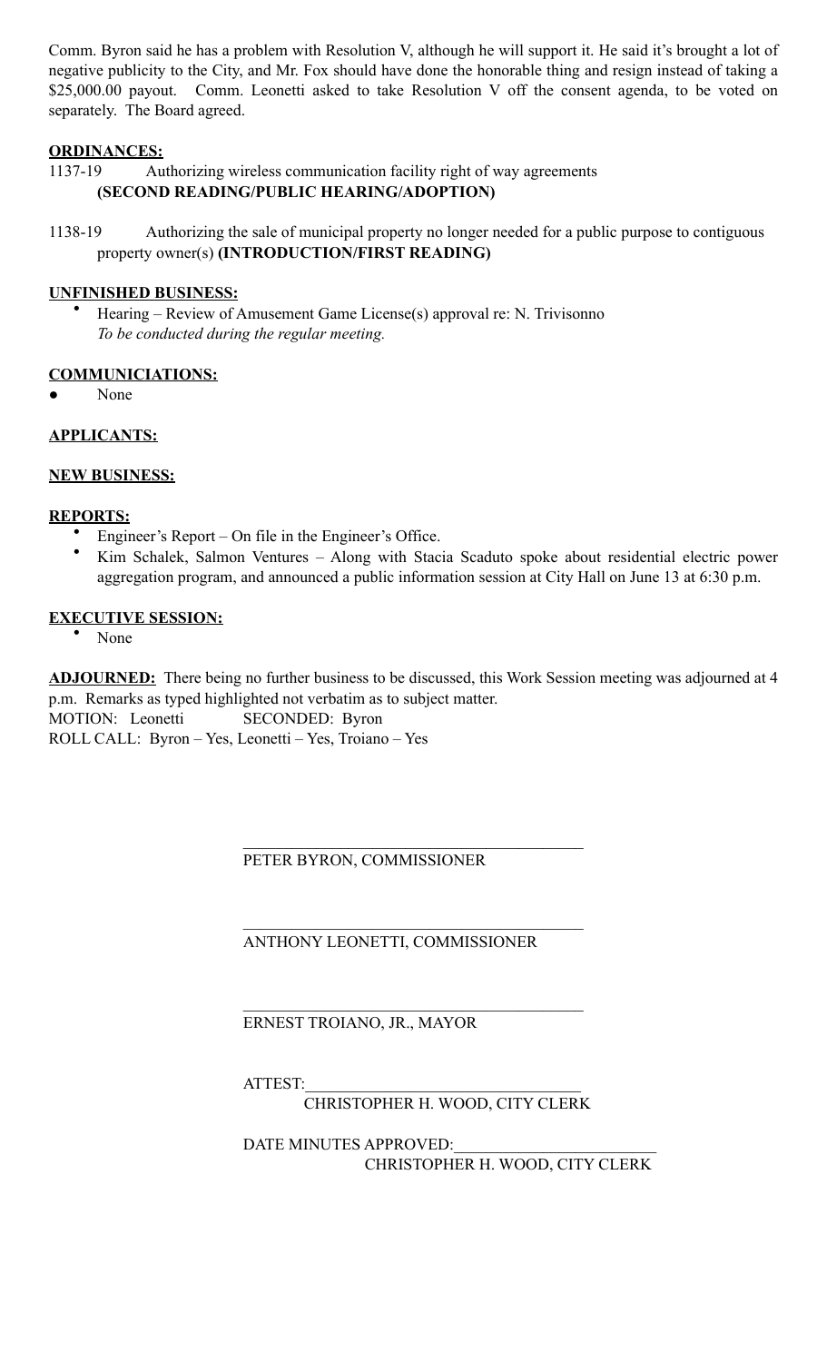Comm. Byron said he has a problem with Resolution V, although he will support it. He said it's brought a lot of negative publicity to the City, and Mr. Fox should have done the honorable thing and resign instead of taking a $25,000.00 payout. Comm. Leonetti asked to take Resolution V off the consent agenda, to be voted on separately. The Board agreed.

**ORDINANCES:**

1137-19 Authorizing wireless communication facility right of way agreements **(SECOND READING/PUBLIC HEARING/ADOPTION)**

1138-19 Authorizing the sale of municipal property no longer needed for a public purpose to contiguous property owner(s) **(INTRODUCTION/FIRST READING)**

**UNFINISHED BUSINESS:**

- Hearing – Review of Amusement Game License(s) approval re: N. Trivisonno
  *To be conducted during the regular meeting.*

**COMMUNICIATIONS:**

- None

**APPLICANTS:**

**NEW BUSINESS:**

**REPORTS:**

- Engineer's Report – On file in the Engineer's Office.
- Kim Schalek, Salmon Ventures – Along with Stacia Scaduto spoke about residential electric power aggregation program, and announced a public information session at City Hall on June 13 at 6:30 p.m.

**EXECUTIVE SESSION:**

- None

**ADJOURNED:** There being no further business to be discussed, this Work Session meeting was adjourned at 4 p.m. Remarks as typed highlighted not verbatim as to subject matter.
MOTION: Leonetti SECONDED: Byron
ROLL CALL: Byron – Yes, Leonetti – Yes, Troiano – Yes

\_\_\_\_\_\_\_\_\_\_\_\_\_\_\_\_\_\_\_\_\_\_\_\_\_\_\_\_\_\_\_\_\_\_\_\_\_\_\_\_
PETER BYRON, COMMISSIONER

\_\_\_\_\_\_\_\_\_\_\_\_\_\_\_\_\_\_\_\_\_\_\_\_\_\_\_\_\_\_\_\_\_\_\_\_\_\_\_\_
ANTHONY LEONETTI, COMMISSIONER

\_\_\_\_\_\_\_\_\_\_\_\_\_\_\_\_\_\_\_\_\_\_\_\_\_\_\_\_\_\_\_\_\_\_\_\_\_\_\_\_
ERNEST TROIANO, JR., MAYOR

ATTEST:\_\_\_\_\_\_\_\_\_\_\_\_\_\_\_\_\_\_\_\_\_\_\_\_\_\_\_\_\_\_\_\_\_\_
CHRISTOPHER H. WOOD, CITY CLERK

DATE MINUTES APPROVED:\_\_\_\_\_\_\_\_\_\_\_\_\_\_\_\_\_\_\_\_\_\_\_\_\_\_
CHRISTOPHER H. WOOD, CITY CLERK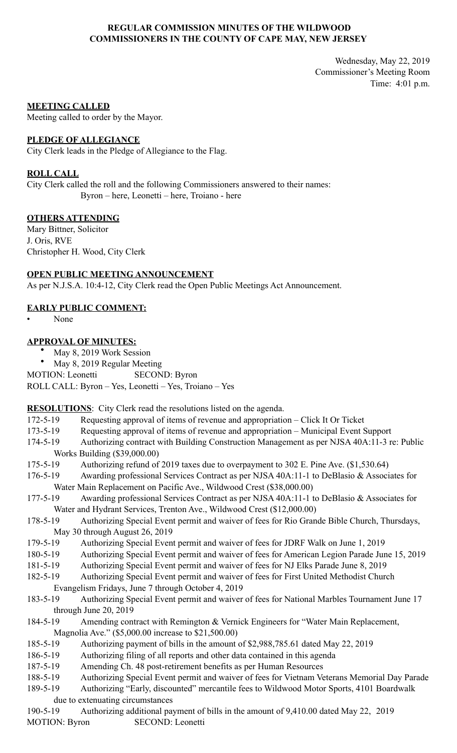**REGULAR COMMISSION MINUTES OF THE WILDWOOD COMMISSIONERS IN THE COUNTY OF CAPE MAY, NEW JERSEY**

Wednesday, May 22, 2019
Commissioner's Meeting Room
Time: 4:01 p.m.

**MEETING CALLED**
Meeting called to order by the Mayor.

**PLEDGE OF ALLEGIANCE**
City Clerk leads in the Pledge of Allegiance to the Flag.

**ROLL CALL**
City Clerk called the roll and the following Commissioners answered to their names:
Byron – here, Leonetti – here, Troiano - here

**OTHERS ATTENDING**
Mary Bittner, Solicitor
J. Oris, RVE
Christopher H. Wood, City Clerk

**OPEN PUBLIC MEETING ANNOUNCEMENT**
As per N.J.S.A. 10:4-12, City Clerk read the Open Public Meetings Act Announcement.

**EARLY PUBLIC COMMENT:**

- None

**APPROVAL OF MINUTES:**

- May 8, 2019 Work Session
- May 8, 2019 Regular Meeting

MOTION: Leonetti SECOND: Byron
ROLL CALL: Byron – Yes, Leonetti – Yes, Troiano – Yes

**RESOLUTIONS**: City Clerk read the resolutions listed on the agenda.

172-5-19 Requesting approval of items of revenue and appropriation – Click It Or Ticket
173-5-19 Requesting approval of items of revenue and appropriation – Municipal Event Support
174-5-19 Authorizing contract with Building Construction Management as per NJSA 40A:11-3 re: Public Works Building ($39,000.00)
175-5-19 Authorizing refund of 2019 taxes due to overpayment to 302 E. Pine Ave. ($1,530.64)
176-5-19 Awarding professional Services Contract as per NJSA 40A:11-1 to DeBlasio & Associates for Water Main Replacement on Pacific Ave., Wildwood Crest ($38,000.00)
177-5-19 Awarding professional Services Contract as per NJSA 40A:11-1 to DeBlasio & Associates for Water and Hydrant Services, Trenton Ave., Wildwood Crest ($12,000.00)
178-5-19 Authorizing Special Event permit and waiver of fees for Rio Grande Bible Church, Thursdays, May 30 through August 26, 2019
179-5-19 Authorizing Special Event permit and waiver of fees for JDRF Walk on June 1, 2019
180-5-19 Authorizing Special Event permit and waiver of fees for American Legion Parade June 15, 2019
181-5-19 Authorizing Special Event permit and waiver of fees for NJ Elks Parade June 8, 2019
182-5-19 Authorizing Special Event permit and waiver of fees for First United Methodist Church Evangelism Fridays, June 7 through October 4, 2019
183-5-19 Authorizing Special Event permit and waiver of fees for National Marbles Tournament June 17 through June 20, 2019
184-5-19 Amending contract with Remington & Vernick Engineers for "Water Main Replacement, Magnolia Ave." ($5,000.00 increase to $21,500.00)
185-5-19 Authorizing payment of bills in the amount of $2,988,785.61 dated May 22, 2019
186-5-19 Authorizing filing of all reports and other data contained in this agenda
187-5-19 Amending Ch. 48 post-retirement benefits as per Human Resources
188-5-19 Authorizing Special Event permit and waiver of fees for Vietnam Veterans Memorial Day Parade
189-5-19 Authorizing "Early, discounted" mercantile fees to Wildwood Motor Sports, 4101 Boardwalk due to extenuating circumstances
190-5-19 Authorizing additional payment of bills in the amount of 9,410.00 dated May 22, 2019

MOTION: Byron SECOND: Leonetti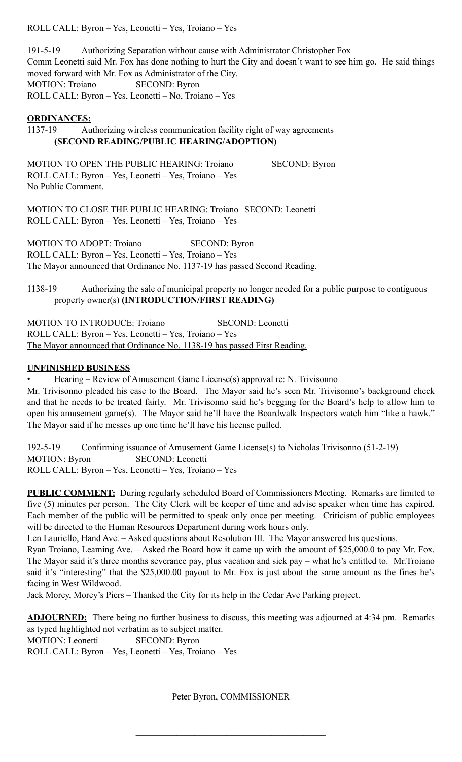ROLL CALL: Byron – Yes, Leonetti – Yes, Troiano – Yes

191-5-19 Authorizing Separation without cause with Administrator Christopher Fox
Comm Leonetti said Mr. Fox has done nothing to hurt the City and doesn't want to see him go. He said things moved forward with Mr. Fox as Administrator of the City.
MOTION: Troiano SECOND: Byron
ROLL CALL: Byron – Yes, Leonetti – No, Troiano – Yes

**ORDINANCES:**

1137-19 Authorizing wireless communication facility right of way agreements
**(SECOND READING/PUBLIC HEARING/ADOPTION)**

MOTION TO OPEN THE PUBLIC HEARING: Troiano SECOND: Byron
ROLL CALL: Byron – Yes, Leonetti – Yes, Troiano – Yes
No Public Comment.

MOTION TO CLOSE THE PUBLIC HEARING: Troiano SECOND: Leonetti
ROLL CALL: Byron – Yes, Leonetti – Yes, Troiano – Yes

MOTION TO ADOPT: Troiano SECOND: Byron
ROLL CALL: Byron – Yes, Leonetti – Yes, Troiano – Yes
<u>The Mayor announced that Ordinance No. 1137-19 has passed Second Reading.</u>

1138-19 Authorizing the sale of municipal property no longer needed for a public purpose to contiguous property owner(s) **(INTRODUCTION/FIRST READING)**

MOTION TO INTRODUCE: Troiano SECOND: Leonetti
ROLL CALL: Byron – Yes, Leonetti – Yes, Troiano – Yes
<u>The Mayor announced that Ordinance No. 1138-19 has passed First Reading.</u>

**UNFINISHED BUSINESS**

- Hearing – Review of Amusement Game License(s) approval re: N. Trivisonno

Mr. Trivisonno pleaded his case to the Board. The Mayor said he's seen Mr. Trivisonno's background check and that he needs to be treated fairly. Mr. Trivisonno said he's begging for the Board's help to allow him to open his amusement game(s). The Mayor said he'll have the Boardwalk Inspectors watch him "like a hawk." The Mayor said if he messes up one time he'll have his license pulled.

192-5-19 Confirming issuance of Amusement Game License(s) to Nicholas Trivisonno (51-2-19)
MOTION: Byron SECOND: Leonetti
ROLL CALL: Byron – Yes, Leonetti – Yes, Troiano – Yes

**PUBLIC COMMENT:** During regularly scheduled Board of Commissioners Meeting. Remarks are limited to five (5) minutes per person. The City Clerk will be keeper of time and advise speaker when time has expired. Each member of the public will be permitted to speak only once per meeting. Criticism of public employees will be directed to the Human Resources Department during work hours only.

Len Lauriello, Hand Ave. – Asked questions about Resolution III. The Mayor answered his questions.

Ryan Troiano, Leaming Ave. – Asked the Board how it came up with the amount of $25,000.0 to pay Mr. Fox. The Mayor said it's three months severance pay, plus vacation and sick pay – what he's entitled to. Mr.Troiano said it's "interesting" that the $25,000.00 payout to Mr. Fox is just about the same amount as the fines he's facing in West Wildwood.

Jack Morey, Morey's Piers – Thanked the City for its help in the Cedar Ave Parking project.

**ADJOURNED:** There being no further business to discuss, this meeting was adjourned at 4:34 pm. Remarks as typed highlighted not verbatim as to subject matter.
MOTION: Leonetti SECOND: Byron
ROLL CALL: Byron – Yes, Leonetti – Yes, Troiano – Yes

\_\_\_\_\_\_\_\_\_\_\_\_\_\_\_\_\_\_\_\_\_\_\_\_\_\_\_\_\_\_\_\_\_\_\_\_\_\_\_\_\_\_\_\_
Peter Byron, COMMISSIONER

\_\_\_\_\_\_\_\_\_\_\_\_\_\_\_\_\_\_\_\_\_\_\_\_\_\_\_\_\_\_\_\_\_\_\_\_\_\_\_\_\_\_\_\_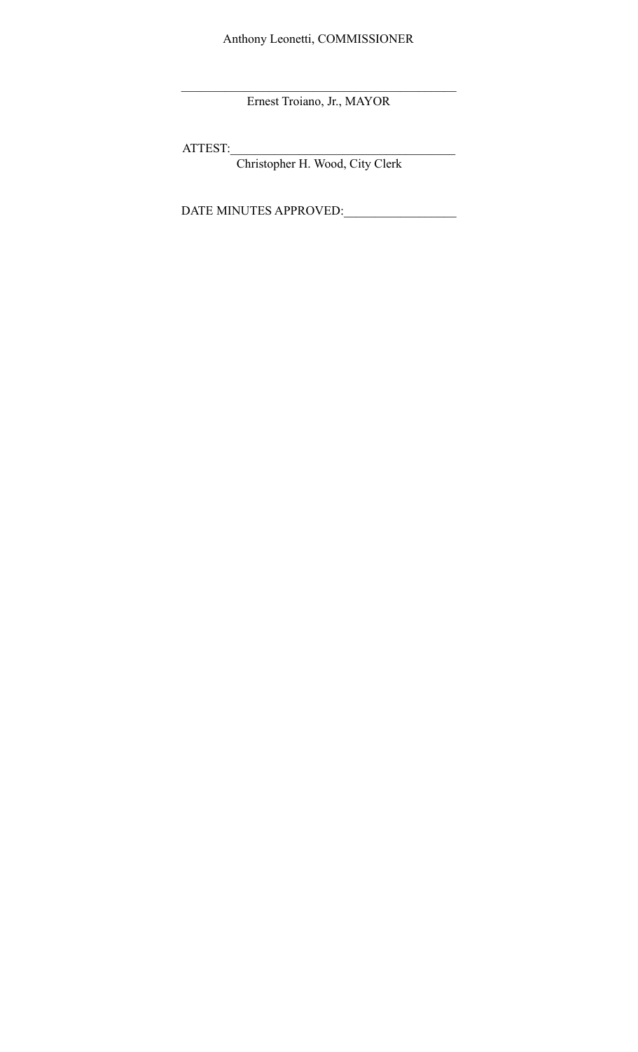Anthony Leonetti, COMMISSIONER

\_\_\_\_\_\_\_\_\_\_\_\_\_\_\_\_\_\_\_\_\_\_\_\_\_\_\_\_\_\_\_\_\_\_\_\_\_\_\_\_

Ernest Troiano, Jr., MAYOR

ATTEST:\_\_\_\_\_\_\_\_\_\_\_\_\_\_\_\_\_\_\_\_\_\_\_\_\_\_\_\_\_\_\_\_\_\_\_\_

Christopher H. Wood, City Clerk

DATE MINUTES APPROVED:\_\_\_\_\_\_\_\_\_\_\_\_\_\_\_\_\_\_